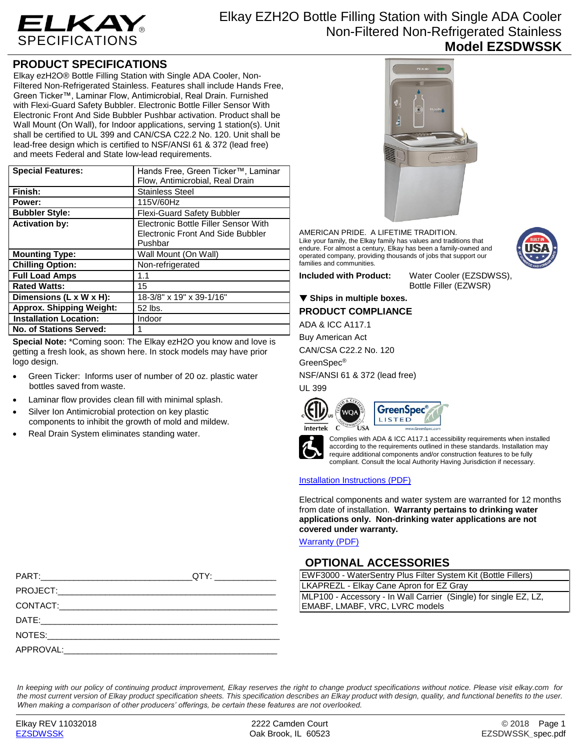# ELKAY SPECIFICATIONS

# Elkay EZH2O Bottle Filling Station with Single ADA Cooler Non-Filtered Non-Refrigerated Stainless

## Model EZSDWSSK

## PRODUCT SPECIFICATIONS

Elkay ezH2O® Bottle Filling Station with Single ADA Cooler, Non-Filtered Non-Refrigerated Stainless. Features shall include Hands Free, Green Ticker™, Laminar Flow, Antimicrobial, Real Drain. Furnished with Flexi-Guard Safety Bubbler. Electronic Bottle Filler Sensor With Electronic Front And Side Bubbler Pushbar activation. Product shall be Wall Mount (On Wall), for Indoor applications, serving 1 station(s). Unit shall be certified to UL 399 and CAN/CSA C22.2 No. 120. Unit shall be lead-free design which is certified to NSF/ANSI 61 & 372 (lead free) and meets Federal and State low-lead requirements.

| | |
|---|---|
| **Special Features:** | Hands Free, Green Ticker™, Laminar Flow, Antimicrobial, Real Drain |
| **Finish:** | Stainless Steel |
| **Power:** | 115V/60Hz |
| **Bubbler Style:** | Flexi-Guard Safety Bubbler |
| **Activation by:** | Electronic Bottle Filler Sensor With Electronic Front And Side Bubbler Pushbar |
| **Mounting Type:** | Wall Mount (On Wall) |
| **Chilling Option:** | Non-refrigerated |
| **Full Load Amps** | 1.1 |
| **Rated Watts:** | 15 |
| **Dimensions (L x W x H):** | 18-3/8" x 19" x 39-1/16" |
| **Approx. Shipping Weight:** | 52 lbs. |
| **Installation Location:** | Indoor |
| **No. of Stations Served:** | 1 |

**Special Note:** *Coming soon: The Elkay ezH2O you know and love is getting a fresh look, as shown here. In stock models may have prior logo design.

- Green Ticker: Informs user of number of 20 oz. plastic water bottles saved from waste.
- Laminar flow provides clean fill with minimal splash.
- Silver Ion Antimicrobial protection on key plastic components to inhibit the growth of mold and mildew.
- Real Drain System eliminates standing water.

AMERICAN PRIDE. A LIFETIME TRADITION.
Like your family, the Elkay family has values and traditions that endure. For almost a century, Elkay has been a family-owned and operated company, providing thousands of jobs that support our families and communities.

**Included with Product:** Water Cooler (EZSDWSS), Bottle Filler (EZWSR)

**▼ Ships in multiple boxes.**

## PRODUCT COMPLIANCE

ADA & ICC A117.1

Buy American Act

CAN/CSA C22.2 No. 120

GreenSpec®

NSF/ANSI 61 & 372 (lead free)

UL 399

Complies with ADA & ICC A117.1 accessibility requirements when installed according to the requirements outlined in these standards. Installation may require additional components and/or construction features to be fully compliant. Consult the local Authority Having Jurisdiction if necessary.

[Installation Instructions (PDF)]

Electrical components and water system are warranted for 12 months from date of installation. **Warranty pertains to drinking water applications only. Non-drinking water applications are not covered under warranty.**

[Warranty (PDF)]

## OPTIONAL ACCESSORIES

| |
|---|
| EWF3000 - WaterSentry Plus Filter System Kit (Bottle Fillers) |
| LKAPREZL - Elkay Cane Apron for EZ Gray |
| MLP100 - Accessory - In Wall Carrier (Single) for single EZ, LZ, EMABF, LMABF, VRC, LVRC models |

PART:_______________________________QTY: ____________

PROJECT:___________________________________________

CONTACT:___________________________________________

DATE:______________________________________________

NOTES:_____________________________________________

APPROVAL:__________________________________________

*In keeping with our policy of continuing product improvement, Elkay reserves the right to change product specifications without notice. Please visit elkay.com for the most current version of Elkay product specification sheets. This specification describes an Elkay product with design, quality, and functional benefits to the user. When making a comparison of other producers' offerings, be certain these features are not overlooked.*

Elkay REV 11032018
EZSDWSSK

2222 Camden Court
Oak Brook, IL 60523

© 2018
EZSDWSSK_spec.pdf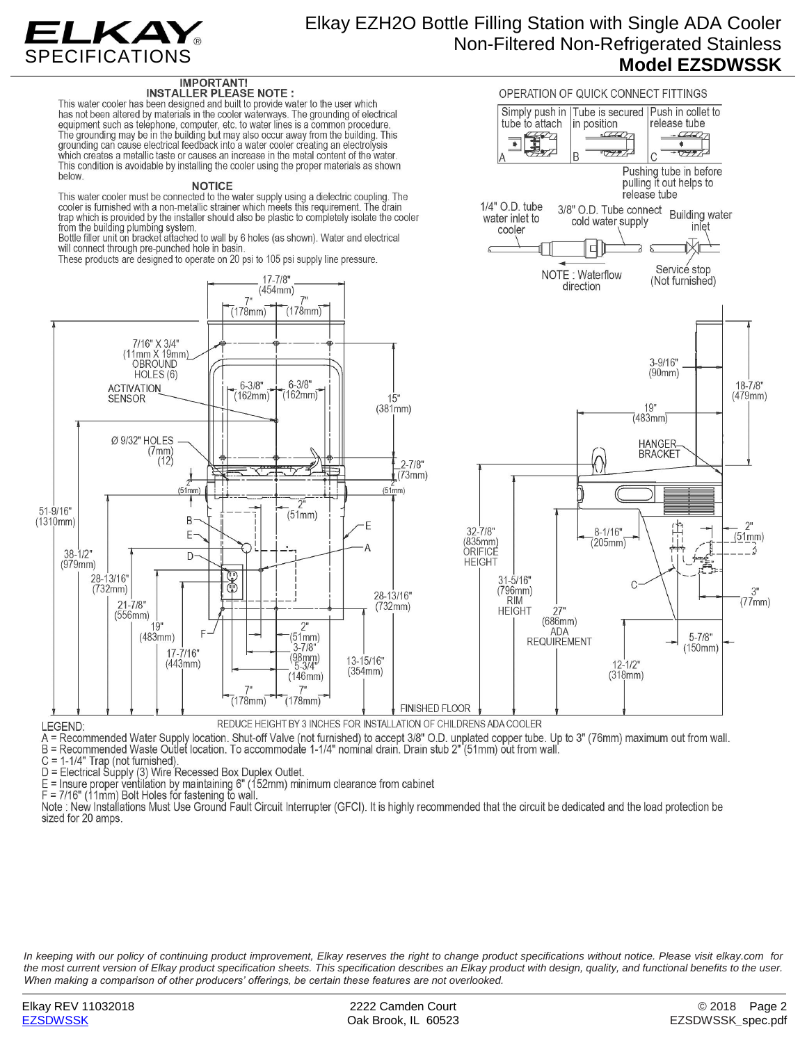# Elkay EZH2O Bottle Filling Station with Single ADA Cooler Non-Filtered Non-Refrigerated Stainless

## Model EZSDWSSK

**IMPORTANT!**
**INSTALLER PLEASE NOTE :**

This water cooler has been designed and built to provide water to the user which has not been altered by materials in the cooler waterways. The grounding of electrical equipment such as telephone, computer, etc. to water lines is a common procedure. The grounding may be in the building but may also occur away from the building. This grounding can cause electrical feedback into a water cooler creating an electrolysis which creates a metallic taste or causes an increase in the metal content of the water. This condition is avoidable by installing the cooler using the proper materials as shown below.

**NOTICE**

This water cooler must be connected to the water supply using a dielectric coupling. The cooler is furnished with a non-metallic strainer which meets this requirement. The drain trap which is provided by the installer should also be plastic to completely isolate the cooler from the building plumbing system.

Bottle filler unit on bracket attached to wall by 6 holes (as shown). Water and electrical will connect through pre-punched hole in basin.

These products are designed to operate on 20 psi to 105 psi supply line pressure.

OPERATION OF QUICK CONNECT FITTINGS

A Simply push in tube to attach
B Tube is secured in position
C Push in collet to release tube

Pushing tube in before pulling it out helps to release tube

1/4" O.D. tube water inlet to cooler
3/8" O.D. Tube connect cold water supply
Building water inlet
NOTE : Waterflow direction
Service stop (Not furnished)

17-7/8" (454mm)
7" (178mm)
7" (178mm)
7/16" X 3/4" (11mm X 19mm) OBROUND HOLES (6)
ACTIVATION SENSOR
6-3/8" (162mm)
6-3/8" (162mm)
15" (381mm)
Ø 9/32" HOLES (7mm) (12)
2-7/8" (73mm)
2" (51mm)
2" (51mm)
2" (51mm)
51-9/16" (1310mm)
38-1/2" (979mm)
28-13/16" (732mm)
21-7/8" (556mm)
19" (483mm)
17-7/16" (443mm)
2" (51mm)
3-7/8" (98mm)
5-3/4" (146mm)
13-15/16" (354mm)
28-13/16" (732mm)
7" (178mm)
7" (178mm)
FINISHED FLOOR
3-9/16" (90mm)
18-7/8" (479mm)
19" (483mm)
HANGER BRACKET
32-7/8" (835mm) ORIFICE HEIGHT
8-1/16" (205mm)
2" (51mm)
31-5/16" (796mm) RIM HEIGHT
27" (686mm) ADA REQUIREMENT
3" (77mm)
5-7/8" (150mm)
12-1/2" (318mm)

REDUCE HEIGHT BY 3 INCHES FOR INSTALLATION OF CHILDRENS ADA COOLER

LEGEND:

A = Recommended Water Supply location. Shut-off Valve (not furnished) to accept 3/8" O.D. unplated copper tube. Up to 3" (76mm) maximum out from wall.
B = Recommended Waste Outlet location. To accommodate 1-1/4" nominal drain. Drain stub 2" (51mm) out from wall.
C = 1-1/4" Trap (not furnished).
D = Electrical Supply (3) Wire Recessed Box Duplex Outlet.
E = Insure proper ventilation by maintaining 6" (152mm) minimum clearance from cabinet
F = 7/16" (11mm) Bolt Holes for fastening to wall.

Note : New Installations Must Use Ground Fault Circuit Interrupter (GFCI). It is highly recommended that the circuit be dedicated and the load protection be sized for 20 amps.

*In keeping with our policy of continuing product improvement, Elkay reserves the right to change product specifications without notice. Please visit elkay.com for the most current version of Elkay product specification sheets. This specification describes an Elkay product with design, quality, and functional benefits to the user. When making a comparison of other producers' offerings, be certain these features are not overlooked.*

Elkay REV 11032018
EZSDWSSK

2222 Camden Court
Oak Brook, IL 60523

© 2018
EZSDWSSK_spec.pdf